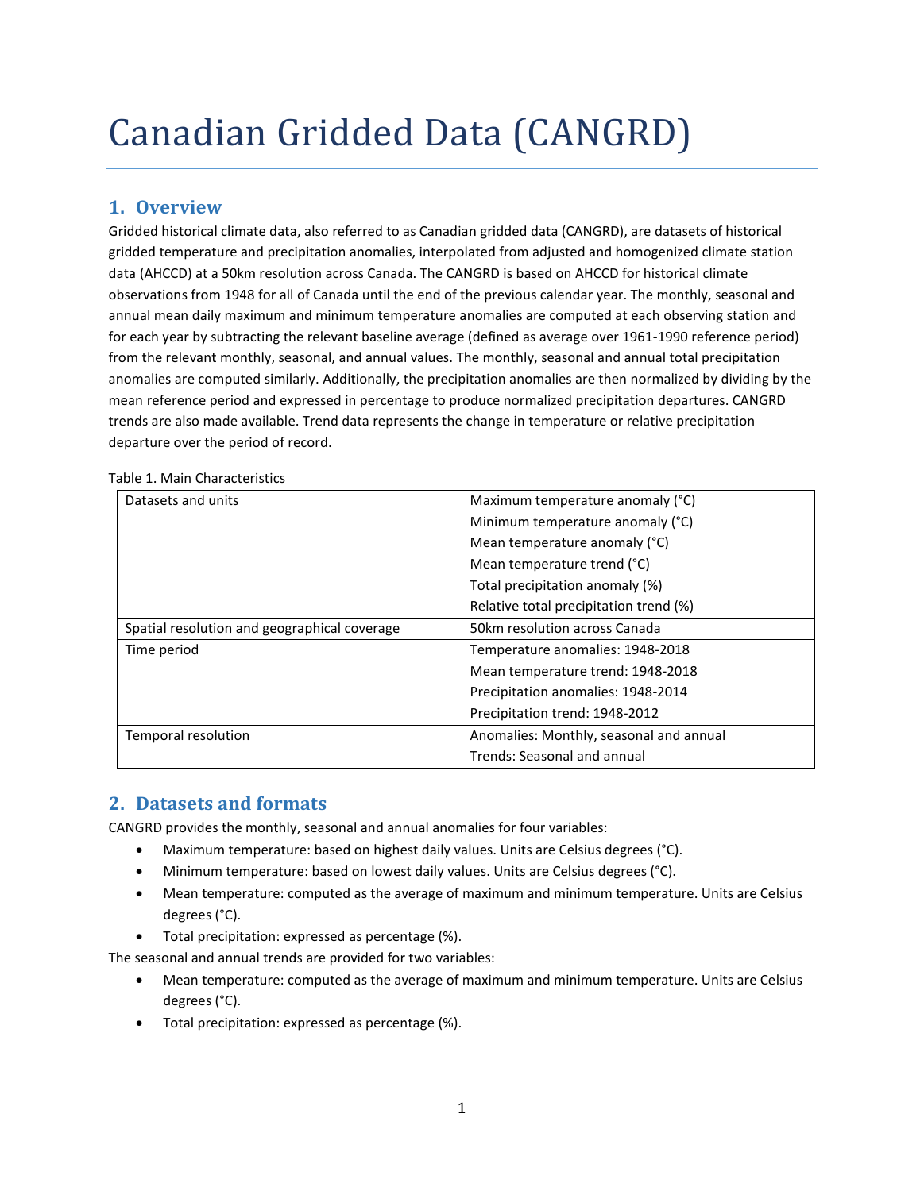# Canadian Gridded Data (CANGRD)

## 1. Overview

Gridded historical climate data, also referred to as Canadian gridded data (CANGRD), are datasets of historical gridded temperature and precipitation anomalies, interpolated from adjusted and homogenized climate station data (AHCCD) at a 50km resolution across Canada. The CANGRD is based on AHCCD for historical climate observations from 1948 for all of Canada until the end of the previous calendar year. The monthly, seasonal and annual mean daily maximum and minimum temperature anomalies are computed at each observing station and for each year by subtracting the relevant baseline average (defined as average over 1961-1990 reference period) from the relevant monthly, seasonal, and annual values. The monthly, seasonal and annual total precipitation anomalies are computed similarly. Additionally, the precipitation anomalies are then normalized by dividing by the mean reference period and expressed in percentage to produce normalized precipitation departures. CANGRD trends are also made available. Trend data represents the change in temperature or relative precipitation departure over the period of record.

Table 1. Main Characteristics

| | |
|---|---|
| Datasets and units | Maximum temperature anomaly (°C)<br>Minimum temperature anomaly (°C)<br>Mean temperature anomaly (°C)<br>Mean temperature trend (°C)<br>Total precipitation anomaly (%)<br>Relative total precipitation trend (%) |
| Spatial resolution and geographical coverage | 50km resolution across Canada |
| Time period | Temperature anomalies: 1948-2018<br>Mean temperature trend: 1948-2018<br>Precipitation anomalies: 1948-2014<br>Precipitation trend: 1948-2012 |
| Temporal resolution | Anomalies: Monthly, seasonal and annual<br>Trends: Seasonal and annual |

## 2. Datasets and formats

CANGRD provides the monthly, seasonal and annual anomalies for four variables:

- Maximum temperature: based on highest daily values. Units are Celsius degrees (°C).
- Minimum temperature: based on lowest daily values. Units are Celsius degrees (°C).
- Mean temperature: computed as the average of maximum and minimum temperature. Units are Celsius degrees (°C).
- Total precipitation: expressed as percentage (%).

The seasonal and annual trends are provided for two variables:

- Mean temperature: computed as the average of maximum and minimum temperature. Units are Celsius degrees (°C).
- Total precipitation: expressed as percentage (%).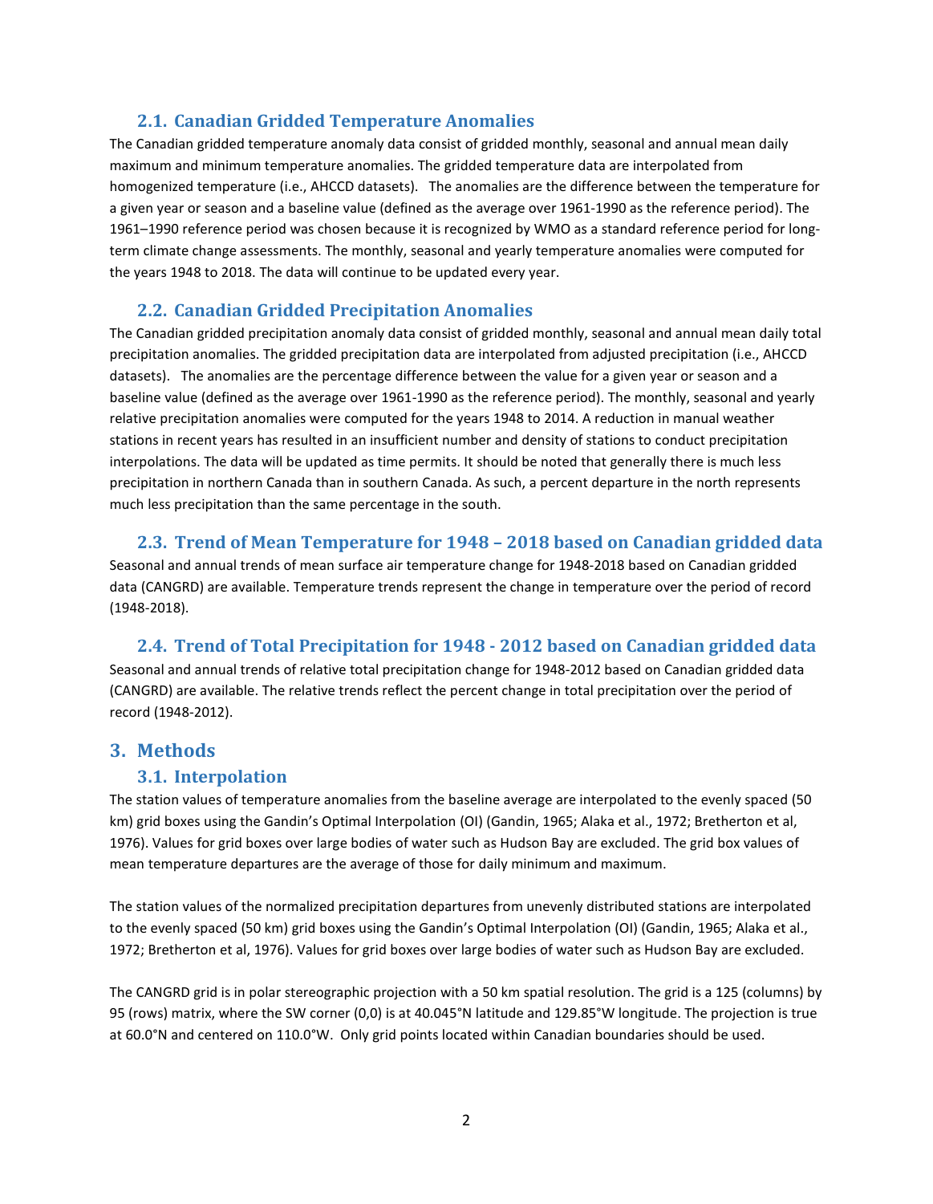### 2.1. Canadian Gridded Temperature Anomalies

The Canadian gridded temperature anomaly data consist of gridded monthly, seasonal and annual mean daily maximum and minimum temperature anomalies. The gridded temperature data are interpolated from homogenized temperature (i.e., AHCCD datasets). The anomalies are the difference between the temperature for a given year or season and a baseline value (defined as the average over 1961-1990 as the reference period). The 1961–1990 reference period was chosen because it is recognized by WMO as a standard reference period for long-term climate change assessments. The monthly, seasonal and yearly temperature anomalies were computed for the years 1948 to 2018. The data will continue to be updated every year.

### 2.2. Canadian Gridded Precipitation Anomalies

The Canadian gridded precipitation anomaly data consist of gridded monthly, seasonal and annual mean daily total precipitation anomalies. The gridded precipitation data are interpolated from adjusted precipitation (i.e., AHCCD datasets). The anomalies are the percentage difference between the value for a given year or season and a baseline value (defined as the average over 1961-1990 as the reference period). The monthly, seasonal and yearly relative precipitation anomalies were computed for the years 1948 to 2014. A reduction in manual weather stations in recent years has resulted in an insufficient number and density of stations to conduct precipitation interpolations. The data will be updated as time permits. It should be noted that generally there is much less precipitation in northern Canada than in southern Canada. As such, a percent departure in the north represents much less precipitation than the same percentage in the south.

### 2.3. Trend of Mean Temperature for 1948 – 2018 based on Canadian gridded data

Seasonal and annual trends of mean surface air temperature change for 1948-2018 based on Canadian gridded data (CANGRD) are available. Temperature trends represent the change in temperature over the period of record (1948-2018).

### 2.4. Trend of Total Precipitation for 1948 - 2012 based on Canadian gridded data

Seasonal and annual trends of relative total precipitation change for 1948-2012 based on Canadian gridded data (CANGRD) are available. The relative trends reflect the percent change in total precipitation over the period of record (1948-2012).

## 3. Methods

### 3.1. Interpolation

The station values of temperature anomalies from the baseline average are interpolated to the evenly spaced (50 km) grid boxes using the Gandin's Optimal Interpolation (OI) (Gandin, 1965; Alaka et al., 1972; Bretherton et al, 1976). Values for grid boxes over large bodies of water such as Hudson Bay are excluded. The grid box values of mean temperature departures are the average of those for daily minimum and maximum.

The station values of the normalized precipitation departures from unevenly distributed stations are interpolated to the evenly spaced (50 km) grid boxes using the Gandin's Optimal Interpolation (OI) (Gandin, 1965; Alaka et al., 1972; Bretherton et al, 1976). Values for grid boxes over large bodies of water such as Hudson Bay are excluded.

The CANGRD grid is in polar stereographic projection with a 50 km spatial resolution. The grid is a 125 (columns) by 95 (rows) matrix, where the SW corner (0,0) is at 40.045°N latitude and 129.85°W longitude. The projection is true at 60.0°N and centered on 110.0°W. Only grid points located within Canadian boundaries should be used.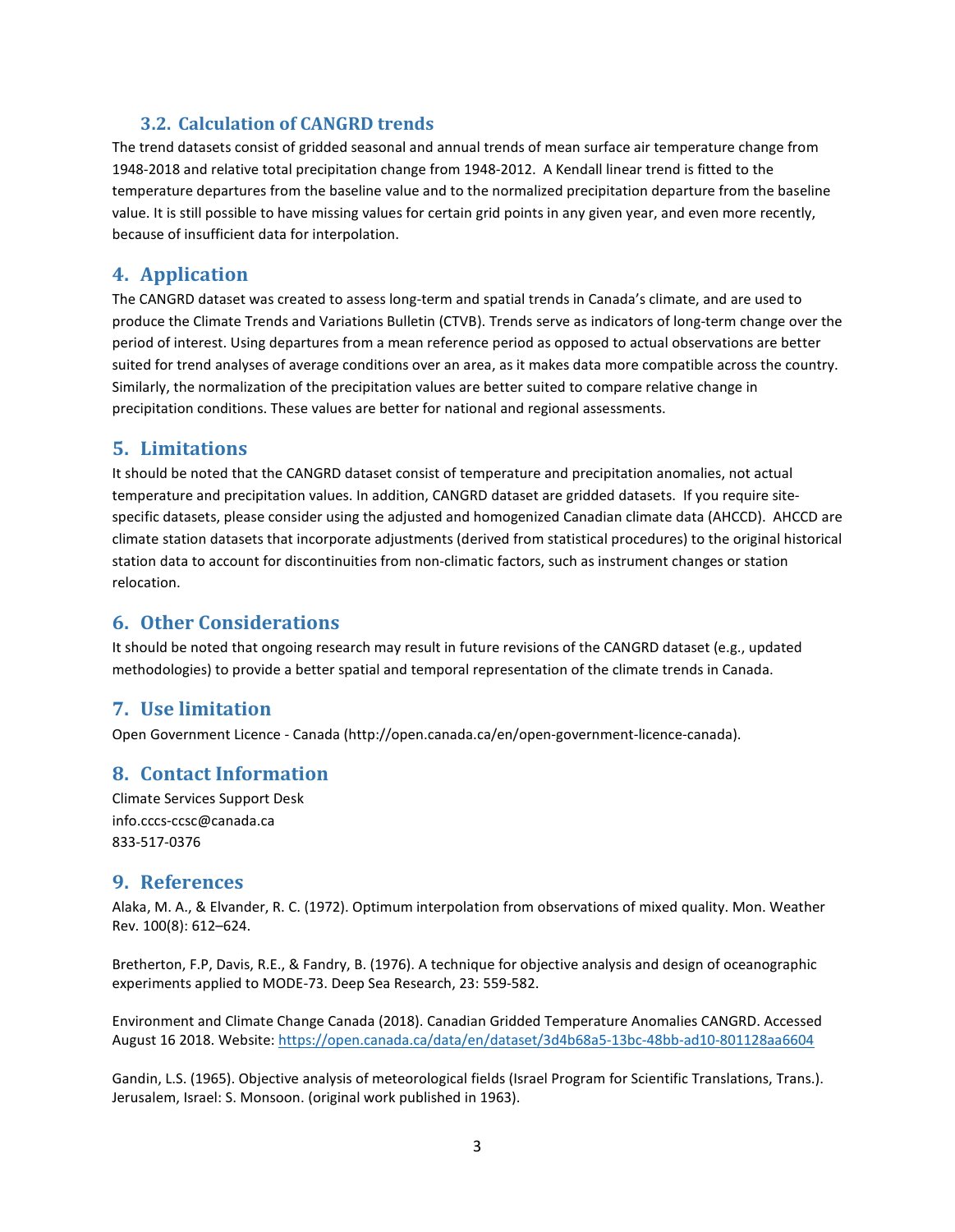### 3.2. Calculation of CANGRD trends

The trend datasets consist of gridded seasonal and annual trends of mean surface air temperature change from 1948-2018 and relative total precipitation change from 1948-2012. A Kendall linear trend is fitted to the temperature departures from the baseline value and to the normalized precipitation departure from the baseline value. It is still possible to have missing values for certain grid points in any given year, and even more recently, because of insufficient data for interpolation.

## 4. Application

The CANGRD dataset was created to assess long-term and spatial trends in Canada's climate, and are used to produce the Climate Trends and Variations Bulletin (CTVB). Trends serve as indicators of long-term change over the period of interest. Using departures from a mean reference period as opposed to actual observations are better suited for trend analyses of average conditions over an area, as it makes data more compatible across the country. Similarly, the normalization of the precipitation values are better suited to compare relative change in precipitation conditions. These values are better for national and regional assessments.

## 5. Limitations

It should be noted that the CANGRD dataset consist of temperature and precipitation anomalies, not actual temperature and precipitation values. In addition, CANGRD dataset are gridded datasets. If you require site-specific datasets, please consider using the adjusted and homogenized Canadian climate data (AHCCD). AHCCD are climate station datasets that incorporate adjustments (derived from statistical procedures) to the original historical station data to account for discontinuities from non-climatic factors, such as instrument changes or station relocation.

## 6. Other Considerations

It should be noted that ongoing research may result in future revisions of the CANGRD dataset (e.g., updated methodologies) to provide a better spatial and temporal representation of the climate trends in Canada.

## 7. Use limitation

Open Government Licence - Canada (http://open.canada.ca/en/open-government-licence-canada).

## 8. Contact Information

Climate Services Support Desk
info.cccs-ccsc@canada.ca
833-517-0376

## 9. References

Alaka, M. A., & Elvander, R. C. (1972). Optimum interpolation from observations of mixed quality. Mon. Weather Rev. 100(8): 612–624.

Bretherton, F.P, Davis, R.E., & Fandry, B. (1976). A technique for objective analysis and design of oceanographic experiments applied to MODE-73. Deep Sea Research, 23: 559-582.

Environment and Climate Change Canada (2018). Canadian Gridded Temperature Anomalies CANGRD. Accessed August 16 2018. Website: https://open.canada.ca/data/en/dataset/3d4b68a5-13bc-48bb-ad10-801128aa6604

Gandin, L.S. (1965). Objective analysis of meteorological fields (Israel Program for Scientific Translations, Trans.). Jerusalem, Israel: S. Monsoon. (original work published in 1963).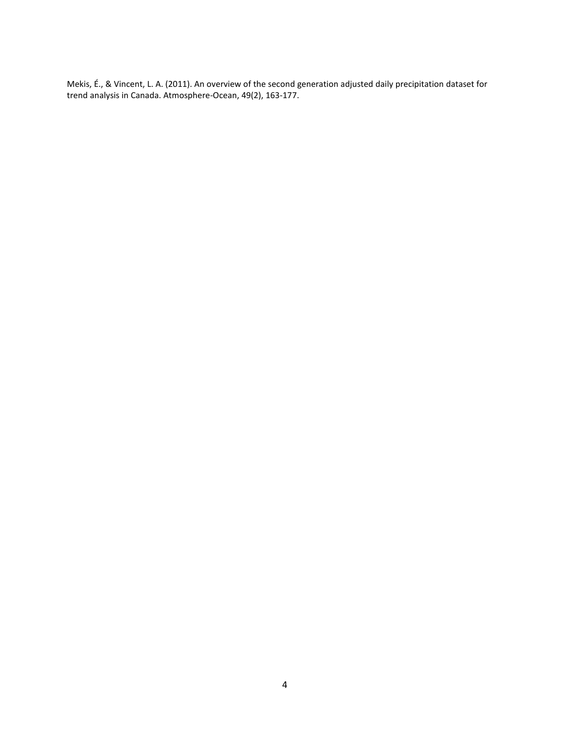Mekis, É., & Vincent, L. A. (2011). An overview of the second generation adjusted daily precipitation dataset for trend analysis in Canada. Atmosphere-Ocean, 49(2), 163-177.